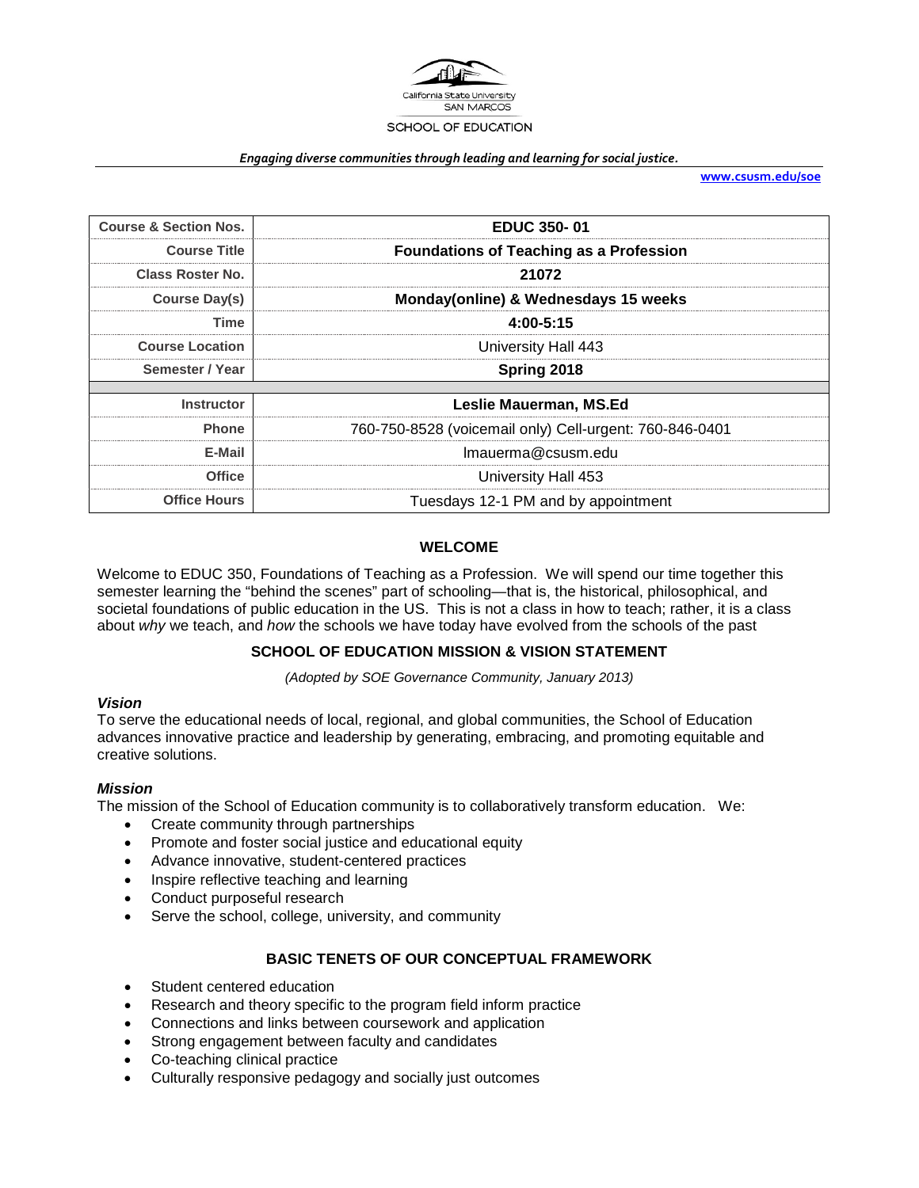California State University SAN MARCOS

SCHOOL OF EDUCATION

*Engaging diverse communities through leading and learning for social justice.*

**www.csusm.edu/soe**

| | |
|---|---|
| **Course & Section Nos.** | **EDUC 350- 01** |
| **Course Title** | **Foundations of Teaching as a Profession** |
| **Class Roster No.** | **21072** |
| **Course Day(s)** | **Monday(online) & Wednesdays 15 weeks** |
| **Time** | **4:00-5:15** |
| **Course Location** | University Hall 443 |
| **Semester / Year** | **Spring 2018** |
| | |
| **Instructor** | **Leslie Mauerman, MS.Ed** |
| **Phone** | 760-750-8528 (voicemail only) Cell-urgent: 760-846-0401 |
| **E-Mail** | lmauerma@csusm.edu |
| **Office** | University Hall 453 |
| **Office Hours** | Tuesdays 12-1 PM and by appointment |

## WELCOME

Welcome to EDUC 350, Foundations of Teaching as a Profession. We will spend our time together this semester learning the "behind the scenes" part of schooling—that is, the historical, philosophical, and societal foundations of public education in the US. This is not a class in how to teach; rather, it is a class about *why* we teach, and *how* the schools we have today have evolved from the schools of the past

## SCHOOL OF EDUCATION MISSION & VISION STATEMENT

*(Adopted by SOE Governance Community, January 2013)*

### *Vision*

To serve the educational needs of local, regional, and global communities, the School of Education advances innovative practice and leadership by generating, embracing, and promoting equitable and creative solutions.

### *Mission*

The mission of the School of Education community is to collaboratively transform education. We:

- Create community through partnerships
- Promote and foster social justice and educational equity
- Advance innovative, student-centered practices
- Inspire reflective teaching and learning
- Conduct purposeful research
- Serve the school, college, university, and community

## BASIC TENETS OF OUR CONCEPTUAL FRAMEWORK

- Student centered education
- Research and theory specific to the program field inform practice
- Connections and links between coursework and application
- Strong engagement between faculty and candidates
- Co-teaching clinical practice
- Culturally responsive pedagogy and socially just outcomes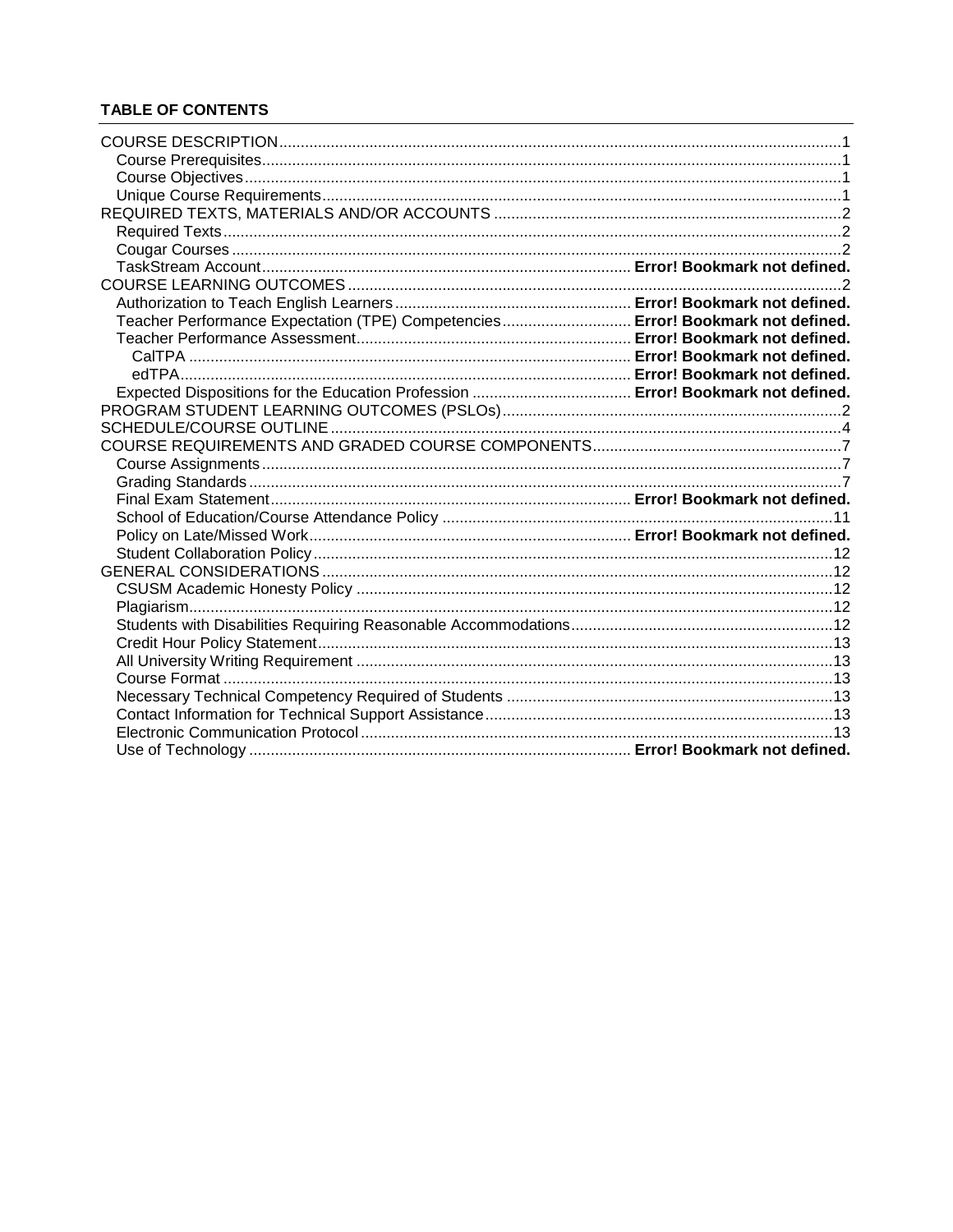**TABLE OF CONTENTS**

COURSE DESCRIPTION ....................................................... 1
- Course Prerequisites ....................................................... 1
- Course Objectives ....................................................... 1
- Unique Course Requirements ....................................................... 1

REQUIRED TEXTS, MATERIALS AND/OR ACCOUNTS ....................................................... 2
- Required Texts ....................................................... 2
- Cougar Courses ....................................................... 2
- TaskStream Account ....................................................... **Error! Bookmark not defined.**

COURSE LEARNING OUTCOMES ....................................................... 2
- Authorization to Teach English Learners ....................................................... **Error! Bookmark not defined.**
- Teacher Performance Expectation (TPE) Competencies ....................................................... **Error! Bookmark not defined.**
- Teacher Performance Assessment ....................................................... **Error! Bookmark not defined.**
  - CalTPA ....................................................... **Error! Bookmark not defined.**
  - edTPA ....................................................... **Error! Bookmark not defined.**
- Expected Dispositions for the Education Profession ....................................................... **Error! Bookmark not defined.**

PROGRAM STUDENT LEARNING OUTCOMES (PSLOs) ....................................................... 2

SCHEDULE/COURSE OUTLINE ....................................................... 4

COURSE REQUIREMENTS AND GRADED COURSE COMPONENTS ....................................................... 7
- Course Assignments ....................................................... 7
- Grading Standards ....................................................... 7
- Final Exam Statement ....................................................... **Error! Bookmark not defined.**
- School of Education/Course Attendance Policy ....................................................... 11
- Policy on Late/Missed Work ....................................................... **Error! Bookmark not defined.**
- Student Collaboration Policy ....................................................... 12

GENERAL CONSIDERATIONS ....................................................... 12
- CSUSM Academic Honesty Policy ....................................................... 12
- Plagiarism ....................................................... 12
- Students with Disabilities Requiring Reasonable Accommodations ....................................................... 12
- Credit Hour Policy Statement ....................................................... 13
- All University Writing Requirement ....................................................... 13
- Course Format ....................................................... 13
- Necessary Technical Competency Required of Students ....................................................... 13
- Contact Information for Technical Support Assistance ....................................................... 13
- Electronic Communication Protocol ....................................................... 13
- Use of Technology ....................................................... **Error! Bookmark not defined.**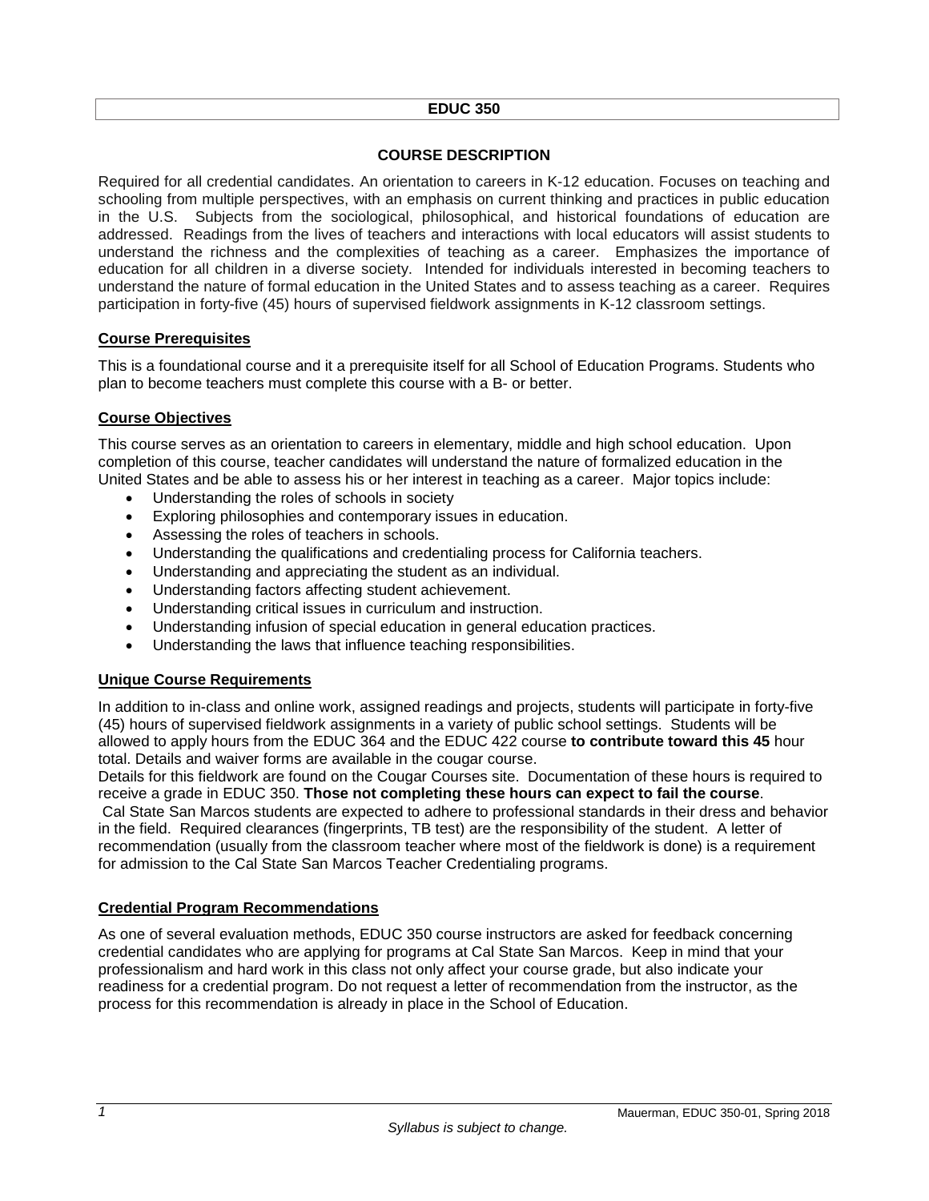**EDUC 350**

## COURSE DESCRIPTION

Required for all credential candidates. An orientation to careers in K-12 education. Focuses on teaching and schooling from multiple perspectives, with an emphasis on current thinking and practices in public education in the U.S. Subjects from the sociological, philosophical, and historical foundations of education are addressed. Readings from the lives of teachers and interactions with local educators will assist students to understand the richness and the complexities of teaching as a career. Emphasizes the importance of education for all children in a diverse society. Intended for individuals interested in becoming teachers to understand the nature of formal education in the United States and to assess teaching as a career. Requires participation in forty-five (45) hours of supervised fieldwork assignments in K-12 classroom settings.

### Course Prerequisites

This is a foundational course and it a prerequisite itself for all School of Education Programs. Students who plan to become teachers must complete this course with a B- or better.

### Course Objectives

This course serves as an orientation to careers in elementary, middle and high school education. Upon completion of this course, teacher candidates will understand the nature of formalized education in the United States and be able to assess his or her interest in teaching as a career. Major topics include:

- Understanding the roles of schools in society
- Exploring philosophies and contemporary issues in education.
- Assessing the roles of teachers in schools.
- Understanding the qualifications and credentialing process for California teachers.
- Understanding and appreciating the student as an individual.
- Understanding factors affecting student achievement.
- Understanding critical issues in curriculum and instruction.
- Understanding infusion of special education in general education practices.
- Understanding the laws that influence teaching responsibilities.

### Unique Course Requirements

In addition to in-class and online work, assigned readings and projects, students will participate in forty-five (45) hours of supervised fieldwork assignments in a variety of public school settings. Students will be allowed to apply hours from the EDUC 364 and the EDUC 422 course **to contribute toward this 45** hour total. Details and waiver forms are available in the cougar course.

Details for this fieldwork are found on the Cougar Courses site. Documentation of these hours is required to receive a grade in EDUC 350. **Those not completing these hours can expect to fail the course**.

Cal State San Marcos students are expected to adhere to professional standards in their dress and behavior in the field. Required clearances (fingerprints, TB test) are the responsibility of the student. A letter of recommendation (usually from the classroom teacher where most of the fieldwork is done) is a requirement for admission to the Cal State San Marcos Teacher Credentialing programs.

### Credential Program Recommendations

As one of several evaluation methods, EDUC 350 course instructors are asked for feedback concerning credential candidates who are applying for programs at Cal State San Marcos. Keep in mind that your professionalism and hard work in this class not only affect your course grade, but also indicate your readiness for a credential program. Do not request a letter of recommendation from the instructor, as the process for this recommendation is already in place in the School of Education.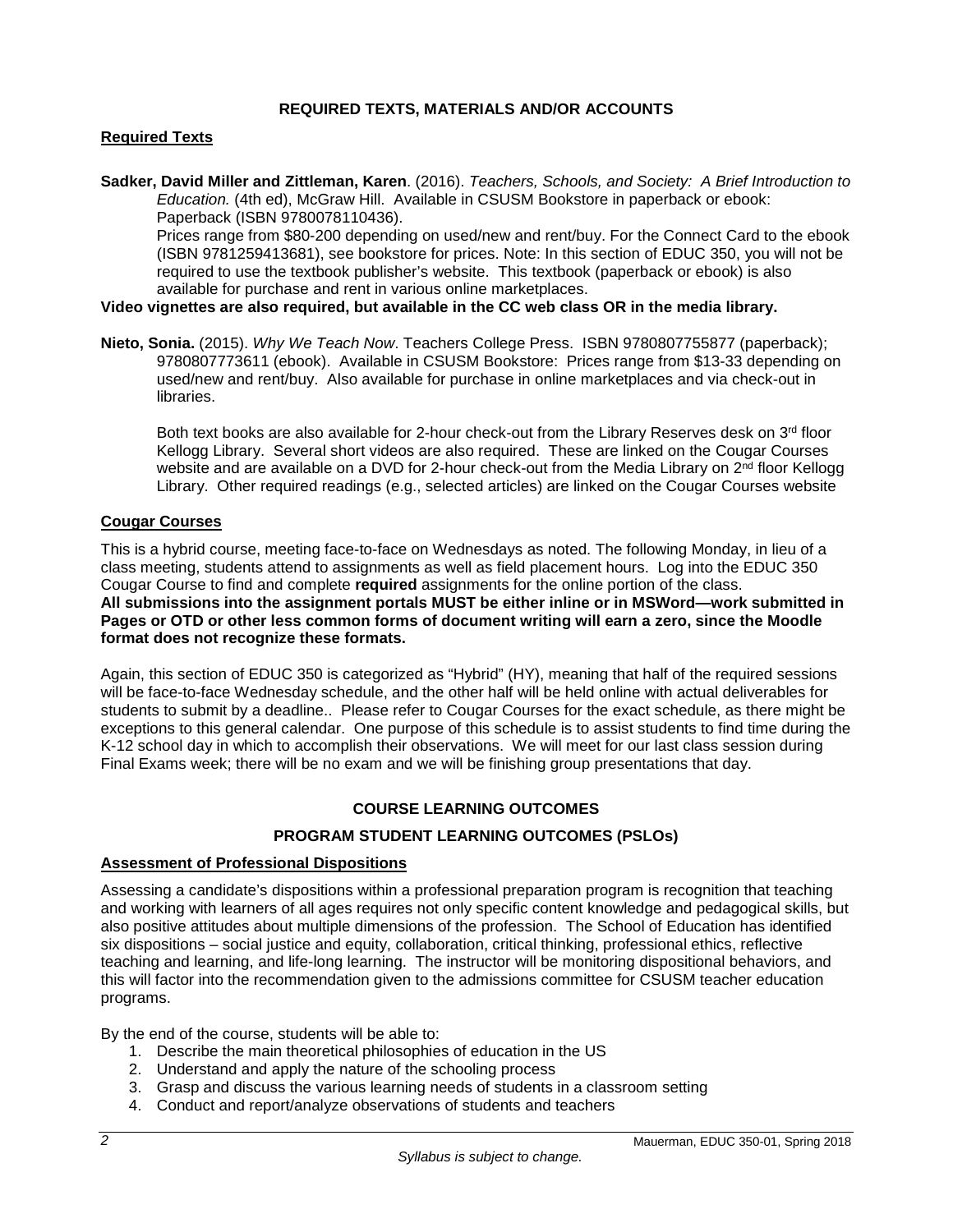## REQUIRED TEXTS, MATERIALS AND/OR ACCOUNTS

### Required Texts

**Sadker, David Miller and Zittleman, Karen**. (2016). *Teachers, Schools, and Society: A Brief Introduction to Education.* (4th ed), McGraw Hill. Available in CSUSM Bookstore in paperback or ebook: Paperback (ISBN 9780078110436).
Prices range from $80-200 depending on used/new and rent/buy. For the Connect Card to the ebook (ISBN 9781259413681), see bookstore for prices. Note: In this section of EDUC 350, you will not be required to use the textbook publisher's website. This textbook (paperback or ebook) is also available for purchase and rent in various online marketplaces.

**Video vignettes are also required, but available in the CC web class OR in the media library.**

**Nieto, Sonia.** (2015). *Why We Teach Now*. Teachers College Press. ISBN 9780807755877 (paperback); 9780807773611 (ebook). Available in CSUSM Bookstore: Prices range from $13-33 depending on used/new and rent/buy. Also available for purchase in online marketplaces and via check-out in libraries.

Both text books are also available for 2-hour check-out from the Library Reserves desk on 3rd floor Kellogg Library. Several short videos are also required. These are linked on the Cougar Courses website and are available on a DVD for 2-hour check-out from the Media Library on 2nd floor Kellogg Library. Other required readings (e.g., selected articles) are linked on the Cougar Courses website

### Cougar Courses

This is a hybrid course, meeting face-to-face on Wednesdays as noted. The following Monday, in lieu of a class meeting, students attend to assignments as well as field placement hours. Log into the EDUC 350 Cougar Course to find and complete **required** assignments for the online portion of the class.
**All submissions into the assignment portals MUST be either inline or in MSWord—work submitted in Pages or OTD or other less common forms of document writing will earn a zero, since the Moodle format does not recognize these formats.**

Again, this section of EDUC 350 is categorized as "Hybrid" (HY), meaning that half of the required sessions will be face-to-face Wednesday schedule, and the other half will be held online with actual deliverables for students to submit by a deadline.. Please refer to Cougar Courses for the exact schedule, as there might be exceptions to this general calendar. One purpose of this schedule is to assist students to find time during the K-12 school day in which to accomplish their observations. We will meet for our last class session during Final Exams week; there will be no exam and we will be finishing group presentations that day.

## COURSE LEARNING OUTCOMES

## PROGRAM STUDENT LEARNING OUTCOMES (PSLOs)

### Assessment of Professional Dispositions

Assessing a candidate's dispositions within a professional preparation program is recognition that teaching and working with learners of all ages requires not only specific content knowledge and pedagogical skills, but also positive attitudes about multiple dimensions of the profession. The School of Education has identified six dispositions – social justice and equity, collaboration, critical thinking, professional ethics, reflective teaching and learning, and life-long learning. The instructor will be monitoring dispositional behaviors, and this will factor into the recommendation given to the admissions committee for CSUSM teacher education programs.

By the end of the course, students will be able to:

1. Describe the main theoretical philosophies of education in the US
2. Understand and apply the nature of the schooling process
3. Grasp and discuss the various learning needs of students in a classroom setting
4. Conduct and report/analyze observations of students and teachers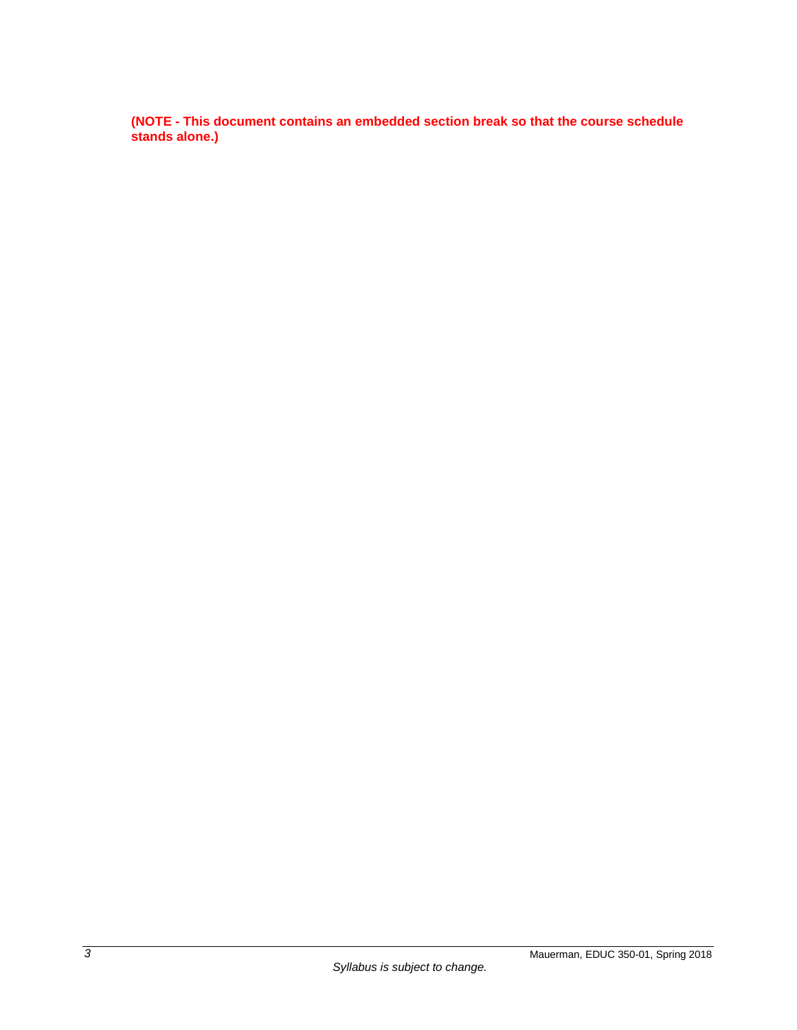**(NOTE - This document contains an embedded section break so that the course schedule stands alone.)**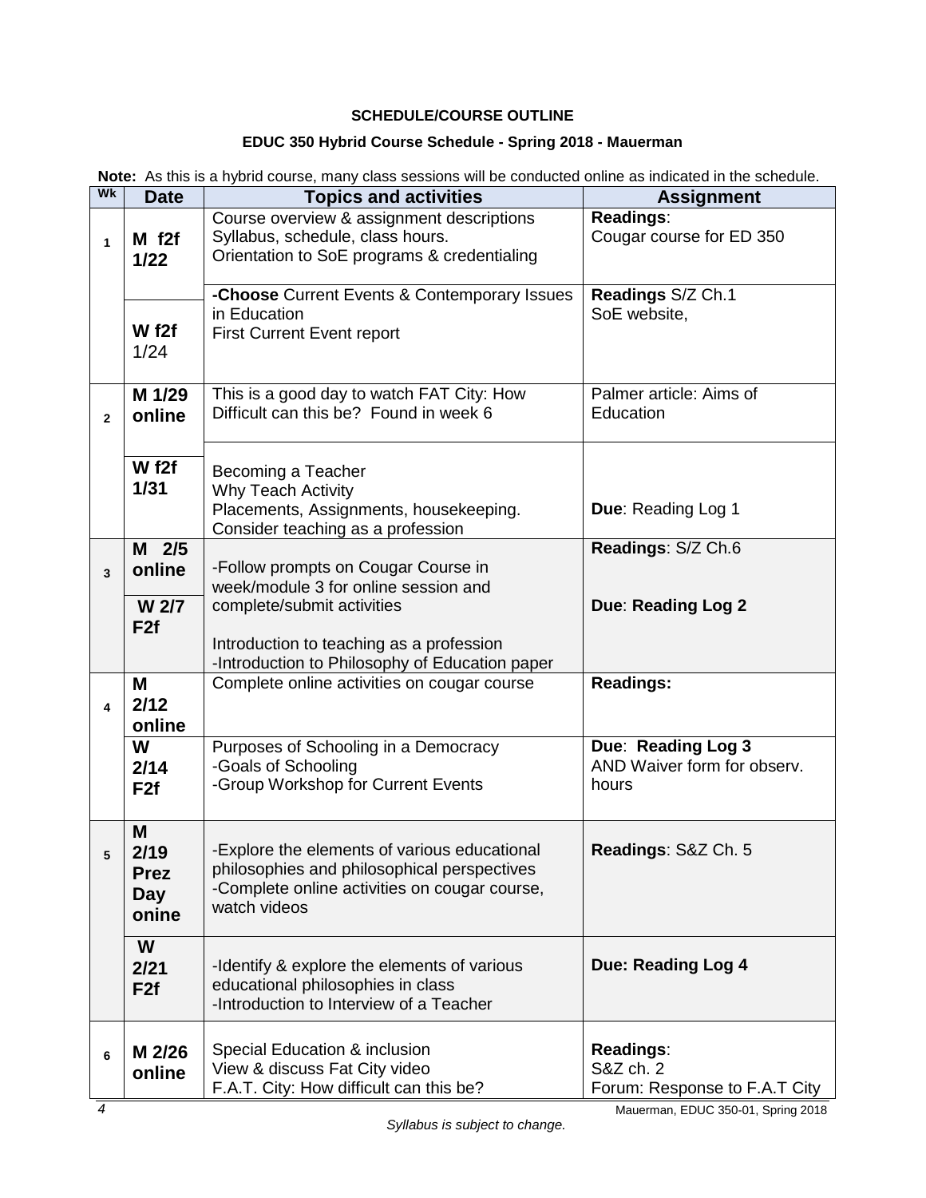**SCHEDULE/COURSE OUTLINE**

**EDUC 350 Hybrid Course Schedule - Spring 2018 - Mauerman**

**Note:** As this is a hybrid course, many class sessions will be conducted online as indicated in the schedule.

| Wk | Date | Topics and activities | Assignment |
|---|---|---|---|
| 1 | **M f2f 1/22** | Course overview & assignment descriptions<br>Syllabus, schedule, class hours.<br>Orientation to SoE programs & credentialing | **Readings**:<br>Cougar course for ED 350 |
| | **W f2f** 1/24 | **-Choose** Current Events & Contemporary Issues in Education<br>First Current Event report | **Readings** S/Z Ch.1<br>SoE website, |
| 2 | **M 1/29 online** | This is a good day to watch FAT City: How Difficult can this be? Found in week 6 | Palmer article: Aims of Education |
| | **W f2f 1/31** | Becoming a Teacher<br>Why Teach Activity<br>Placements, Assignments, housekeeping.<br>Consider teaching as a profession | **Due**: Reading Log 1 |
| 3 | **M 2/5 online** | -Follow prompts on Cougar Course in week/module 3 for online session and complete/submit activities | **Readings**: S/Z Ch.6 |
| | **W 2/7 F2f** | Introduction to teaching as a profession<br>-Introduction to Philosophy of Education paper | **Due**: **Reading Log 2** |
| 4 | **M 2/12 online** | Complete online activities on cougar course | **Readings:** |
| | **W 2/14 F2f** | Purposes of Schooling in a Democracy<br>-Goals of Schooling<br>-Group Workshop for Current Events | **Due**: **Reading Log 3**<br>AND Waiver form for observ. hours |
| 5 | **M 2/19 Prez Day onine** | -Explore the elements of various educational philosophies and philosophical perspectives<br>-Complete online activities on cougar course, watch videos | **Readings**: S&Z Ch. 5 |
| | **W 2/21 F2f** | -Identify & explore the elements of various educational philosophies in class<br>-Introduction to Interview of a Teacher | **Due: Reading Log 4** |
| 6 | **M 2/26 online** | Special Education & inclusion<br>View & discuss Fat City video<br>F.A.T. City: How difficult can this be? | **Readings**:<br>S&Z ch. 2<br>Forum: Response to F.A.T City |

*Syllabus is subject to change.*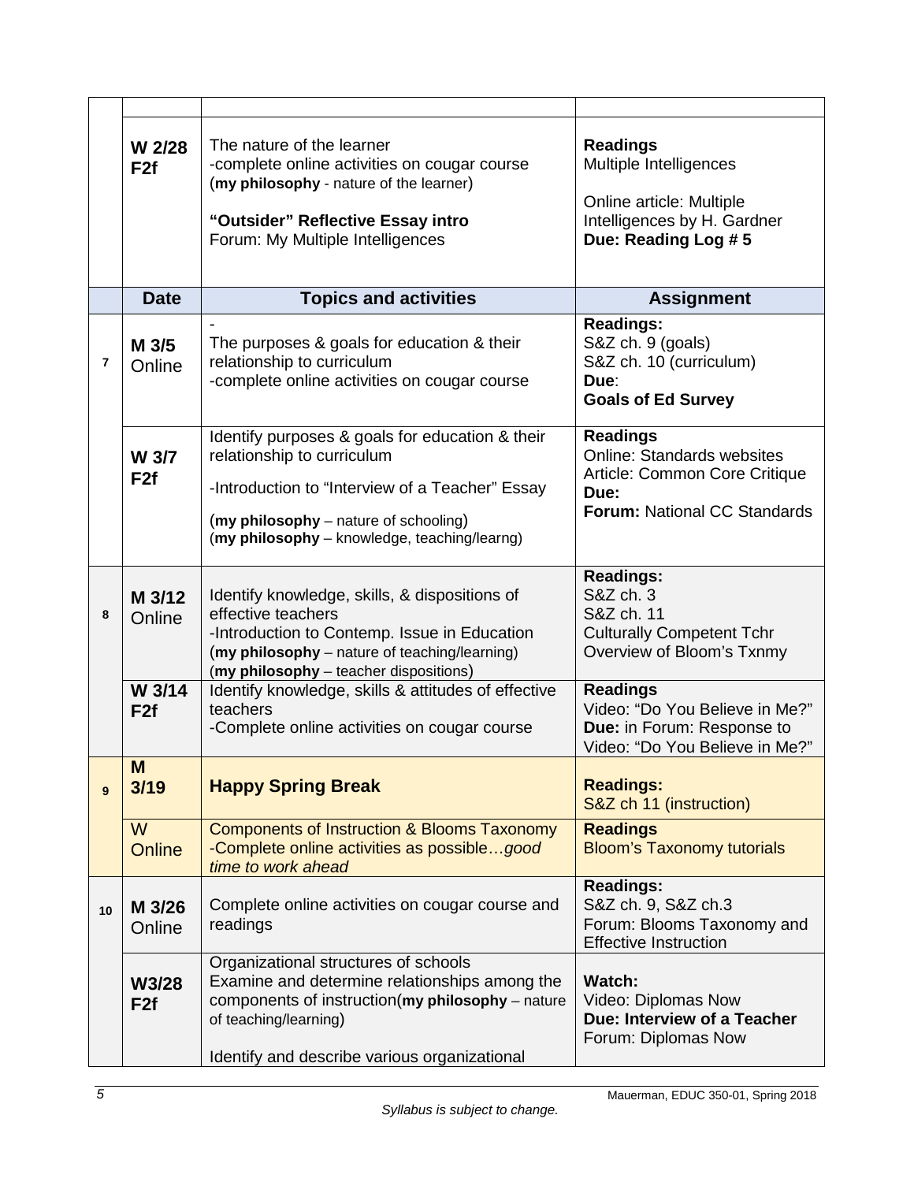| | | | |
|---|---|---|---|
| | | | |
| | **W 2/28** **F2f** | The nature of the learner<br>-complete online activities on cougar course<br>(**my philosophy** - nature of the learner)<br><br>**"Outsider" Reflective Essay intro**<br>Forum: My Multiple Intelligences | **Readings**<br>Multiple Intelligences<br><br>Online article: Multiple Intelligences by H. Gardner<br>**Due: Reading Log # 5** |
| | **Date** | **Topics and activities** | **Assignment** |
| **7** | **M 3/5** Online | -<br>The purposes & goals for education & their relationship to curriculum<br>-complete online activities on cougar course | **Readings:**<br>S&Z ch. 9 (goals)<br>S&Z ch. 10 (curriculum)<br>**Due**:<br>**Goals of Ed Survey** |
| | **W 3/7** **F2f** | Identify purposes & goals for education & their relationship to curriculum<br>-Introduction to "Interview of a Teacher" Essay<br>(**my philosophy** – nature of schooling)<br>(**my philosophy** – knowledge, teaching/learng) | **Readings**<br>Online: Standards websites<br>Article: Common Core Critique<br>**Due:**<br>**Forum:** National CC Standards |
| **8** | **M 3/12** Online | Identify knowledge, skills, & dispositions of effective teachers<br>-Introduction to Contemp. Issue in Education<br>(**my philosophy** – nature of teaching/learning)<br>(**my philosophy** – teacher dispositions) | **Readings:**<br>S&Z ch. 3<br>S&Z ch. 11<br>Culturally Competent Tchr<br>Overview of Bloom's Txnmy |
| | **W 3/14** **F2f** | Identify knowledge, skills & attitudes of effective teachers<br>-Complete online activities on cougar course | **Readings**<br>Video: "Do You Believe in Me?"<br>**Due:** in Forum: Response to Video: "Do You Believe in Me?" |
| **9** | **M 3/19** | **Happy Spring Break** | **Readings:**<br>S&Z ch 11 (instruction) |
| | **W** Online | Components of Instruction & Blooms Taxonomy<br>-Complete online activities as possible…*good time to work ahead* | **Readings**<br>Bloom's Taxonomy tutorials |
| **10** | **M 3/26** Online | Complete online activities on cougar course and readings | **Readings:**<br>S&Z ch. 9, S&Z ch.3<br>Forum: Blooms Taxonomy and Effective Instruction |
| | **W3/28** **F2f** | Organizational structures of schools<br>Examine and determine relationships among the components of instruction(**my philosophy** – nature of teaching/learning)<br><br>Identify and describe various organizational | **Watch:**<br>Video: Diplomas Now<br>**Due: Interview of a Teacher**<br>Forum: Diplomas Now |

*Syllabus is subject to change.*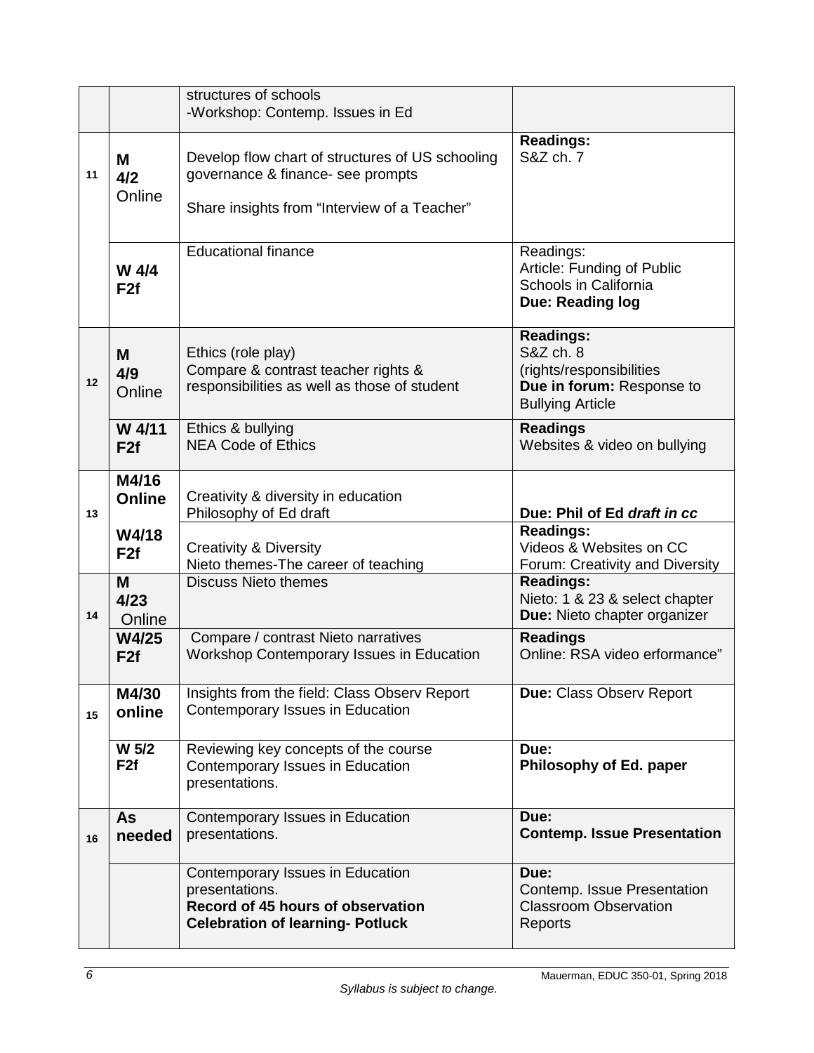| | | | |
|---|---|---|---|
| | | structures of schools<br>-Workshop: Contemp. Issues in Ed | |
| 11 | **M 4/2** Online | Develop flow chart of structures of US schooling governance & finance- see prompts<br><br>Share insights from "Interview of a Teacher" | **Readings:**<br>S&Z ch. 7 |
| | **W 4/4 F2f** | Educational finance | Readings:<br>Article: Funding of Public Schools in California<br>**Due: Reading log** |
| 12 | **M 4/9** Online | Ethics (role play)<br>Compare & contrast teacher rights & responsibilities as well as those of student | **Readings:**<br>S&Z ch. 8<br>(rights/responsibilities<br>**Due in forum:** Response to Bullying Article |
| | **W 4/11 F2f** | Ethics & bullying<br>NEA Code of Ethics | **Readings**<br>Websites & video on bullying |
| 13 | **M4/16 Online** | Creativity & diversity in education<br>Philosophy of Ed draft | **Due: Phil of Ed *draft in cc*** |
| | **W4/18 F2f** | Creativity & Diversity<br>Nieto themes-The career of teaching | **Readings:**<br>Videos & Websites on CC<br>Forum: Creativity and Diversity |
| 14 | **M 4/23** Online | Discuss Nieto themes | **Readings:**<br>Nieto: 1 & 23 & select chapter<br>**Due:** Nieto chapter organizer |
| | **W4/25 F2f** | Compare / contrast Nieto narratives<br>Workshop Contemporary Issues in Education | **Readings**<br>Online: RSA video erformance" |
| 15 | **M4/30 online** | Insights from the field: Class Observ Report<br>Contemporary Issues in Education | **Due:** Class Observ Report |
| | **W 5/2 F2f** | Reviewing key concepts of the course<br>Contemporary Issues in Education presentations. | **Due:**<br>**Philosophy of Ed. paper** |
| 16 | **As needed** | Contemporary Issues in Education presentations. | **Due:**<br>**Contemp. Issue Presentation** |
| | | Contemporary Issues in Education presentations.<br>**Record of 45 hours of observation**<br>**Celebration of learning- Potluck** | **Due:**<br>Contemp. Issue Presentation<br>Classroom Observation Reports |

*Syllabus is subject to change.*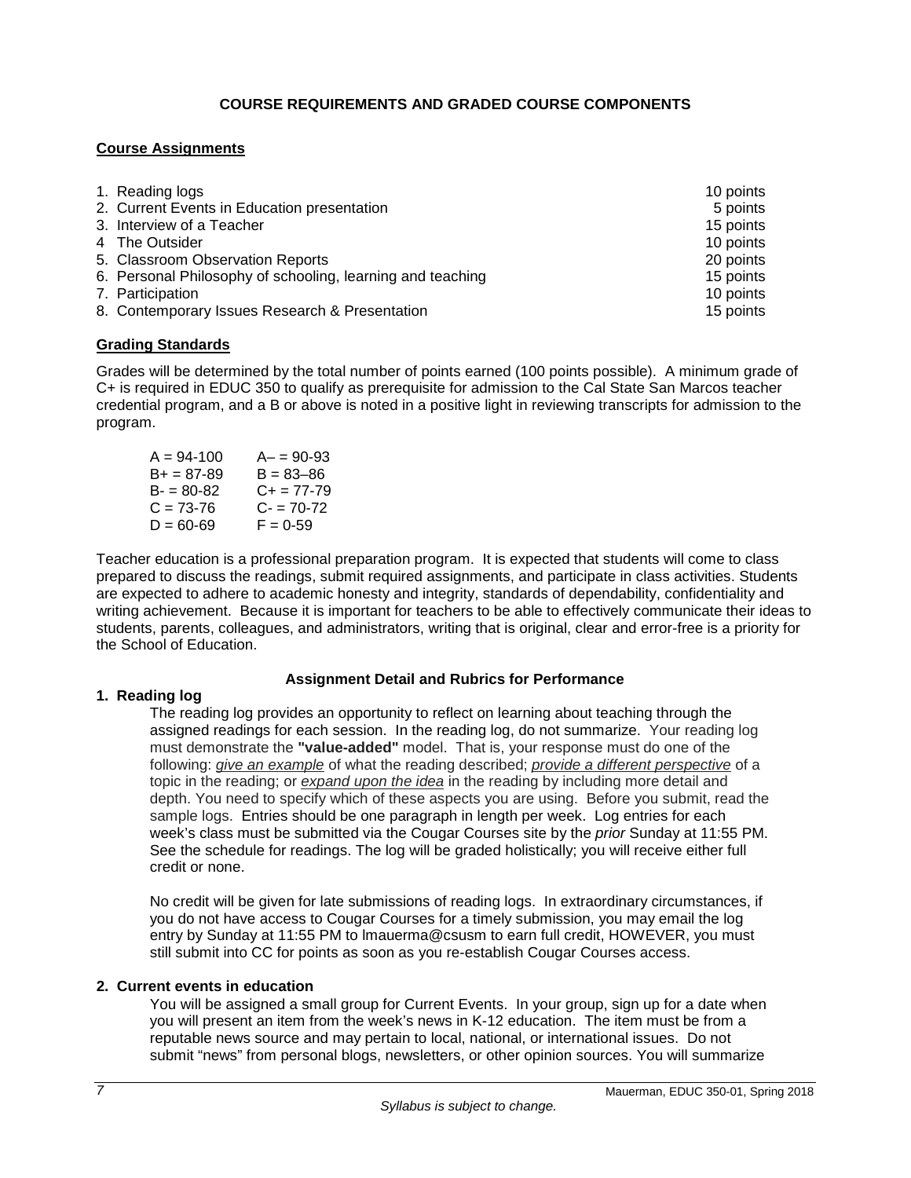## COURSE REQUIREMENTS AND GRADED COURSE COMPONENTS

### Course Assignments

| | |
|---|---|
| 1. Reading logs | 10 points |
| 2. Current Events in Education presentation | 5 points |
| 3. Interview of a Teacher | 15 points |
| 4 The Outsider | 10 points |
| 5. Classroom Observation Reports | 20 points |
| 6. Personal Philosophy of schooling, learning and teaching | 15 points |
| 7. Participation | 10 points |
| 8. Contemporary Issues Research & Presentation | 15 points |

### Grading Standards

Grades will be determined by the total number of points earned (100 points possible). A minimum grade of C+ is required in EDUC 350 to qualify as prerequisite for admission to the Cal State San Marcos teacher credential program, and a B or above is noted in a positive light in reviewing transcripts for admission to the program.

| | |
|---|---|
| A = 94-100 | A– = 90-93 |
| B+ = 87-89 | B = 83–86 |
| B- = 80-82 | C+ = 77-79 |
| C = 73-76 | C- = 70-72 |
| D = 60-69 | F = 0-59 |

Teacher education is a professional preparation program. It is expected that students will come to class prepared to discuss the readings, submit required assignments, and participate in class activities. Students are expected to adhere to academic honesty and integrity, standards of dependability, confidentiality and writing achievement. Because it is important for teachers to be able to effectively communicate their ideas to students, parents, colleagues, and administrators, writing that is original, clear and error-free is a priority for the School of Education.

### Assignment Detail and Rubrics for Performance

**1. Reading log**

The reading log provides an opportunity to reflect on learning about teaching through the assigned readings for each session. In the reading log, do not summarize. Your reading log must demonstrate the **"value-added"** model. That is, your response must do one of the following: *give an example* of what the reading described; *provide a different perspective* of a topic in the reading; or *expand upon the idea* in the reading by including more detail and depth. You need to specify which of these aspects you are using. Before you submit, read the sample logs. Entries should be one paragraph in length per week. Log entries for each week's class must be submitted via the Cougar Courses site by the *prior* Sunday at 11:55 PM. See the schedule for readings. The log will be graded holistically; you will receive either full credit or none.

No credit will be given for late submissions of reading logs. In extraordinary circumstances, if you do not have access to Cougar Courses for a timely submission, you may email the log entry by Sunday at 11:55 PM to lmauerma@csusm to earn full credit, HOWEVER, you must still submit into CC for points as soon as you re-establish Cougar Courses access.

**2. Current events in education**

You will be assigned a small group for Current Events. In your group, sign up for a date when you will present an item from the week's news in K-12 education. The item must be from a reputable news source and may pertain to local, national, or international issues. Do not submit "news" from personal blogs, newsletters, or other opinion sources. You will summarize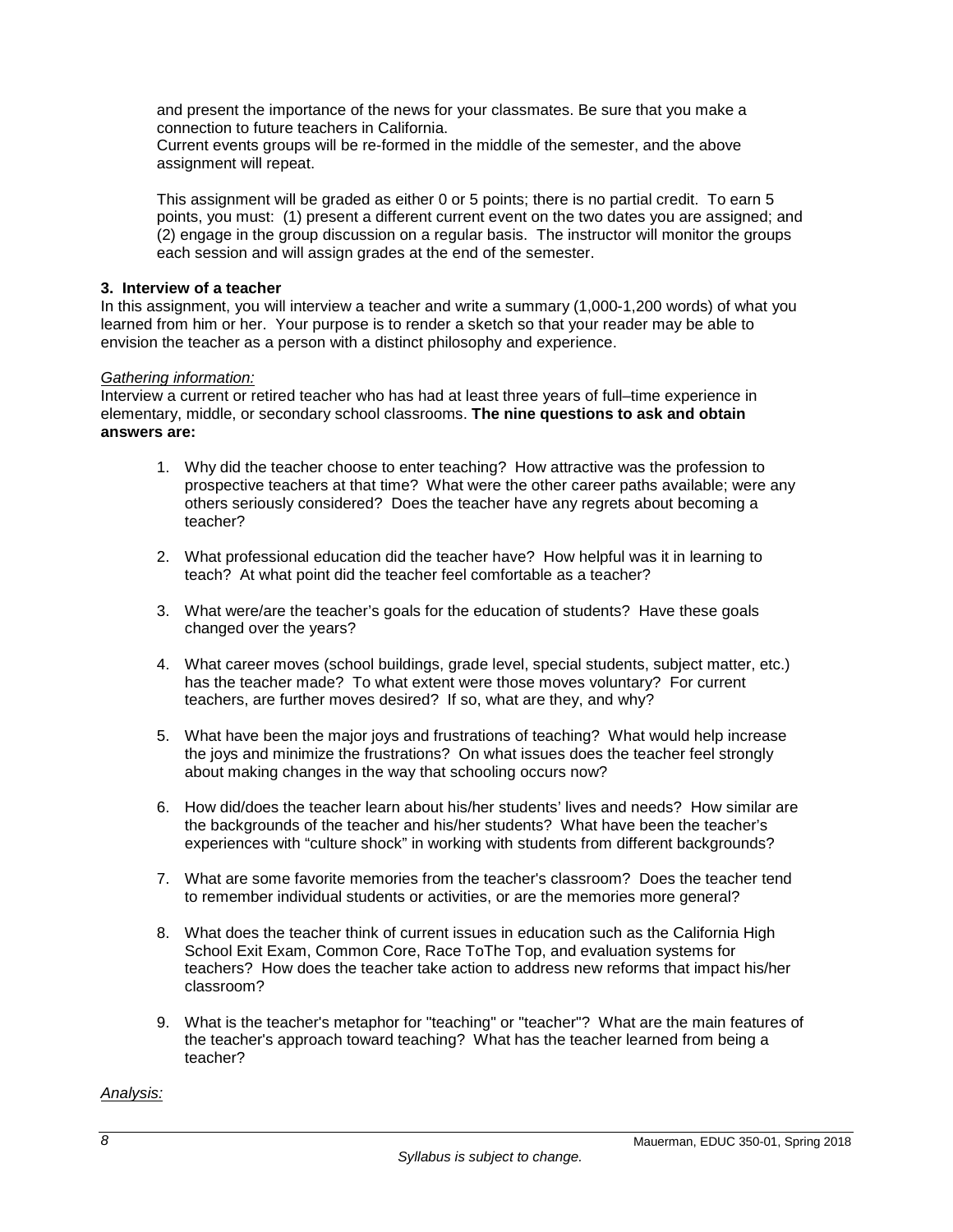and present the importance of the news for your classmates. Be sure that you make a connection to future teachers in California.
Current events groups will be re-formed in the middle of the semester, and the above assignment will repeat.

This assignment will be graded as either 0 or 5 points; there is no partial credit. To earn 5 points, you must: (1) present a different current event on the two dates you are assigned; and (2) engage in the group discussion on a regular basis. The instructor will monitor the groups each session and will assign grades at the end of the semester.

**3. Interview of a teacher**

In this assignment, you will interview a teacher and write a summary (1,000-1,200 words) of what you learned from him or her. Your purpose is to render a sketch so that your reader may be able to envision the teacher as a person with a distinct philosophy and experience.

*Gathering information:*

Interview a current or retired teacher who has had at least three years of full–time experience in elementary, middle, or secondary school classrooms. **The nine questions to ask and obtain answers are:**

1. Why did the teacher choose to enter teaching? How attractive was the profession to prospective teachers at that time? What were the other career paths available; were any others seriously considered? Does the teacher have any regrets about becoming a teacher?

2. What professional education did the teacher have? How helpful was it in learning to teach? At what point did the teacher feel comfortable as a teacher?

3. What were/are the teacher's goals for the education of students? Have these goals changed over the years?

4. What career moves (school buildings, grade level, special students, subject matter, etc.) has the teacher made? To what extent were those moves voluntary? For current teachers, are further moves desired? If so, what are they, and why?

5. What have been the major joys and frustrations of teaching? What would help increase the joys and minimize the frustrations? On what issues does the teacher feel strongly about making changes in the way that schooling occurs now?

6. How did/does the teacher learn about his/her students' lives and needs? How similar are the backgrounds of the teacher and his/her students? What have been the teacher's experiences with "culture shock" in working with students from different backgrounds?

7. What are some favorite memories from the teacher's classroom? Does the teacher tend to remember individual students or activities, or are the memories more general?

8. What does the teacher think of current issues in education such as the California High School Exit Exam, Common Core, Race ToThe Top, and evaluation systems for teachers? How does the teacher take action to address new reforms that impact his/her classroom?

9. What is the teacher's metaphor for "teaching" or "teacher"? What are the main features of the teacher's approach toward teaching? What has the teacher learned from being a teacher?

*Analysis:*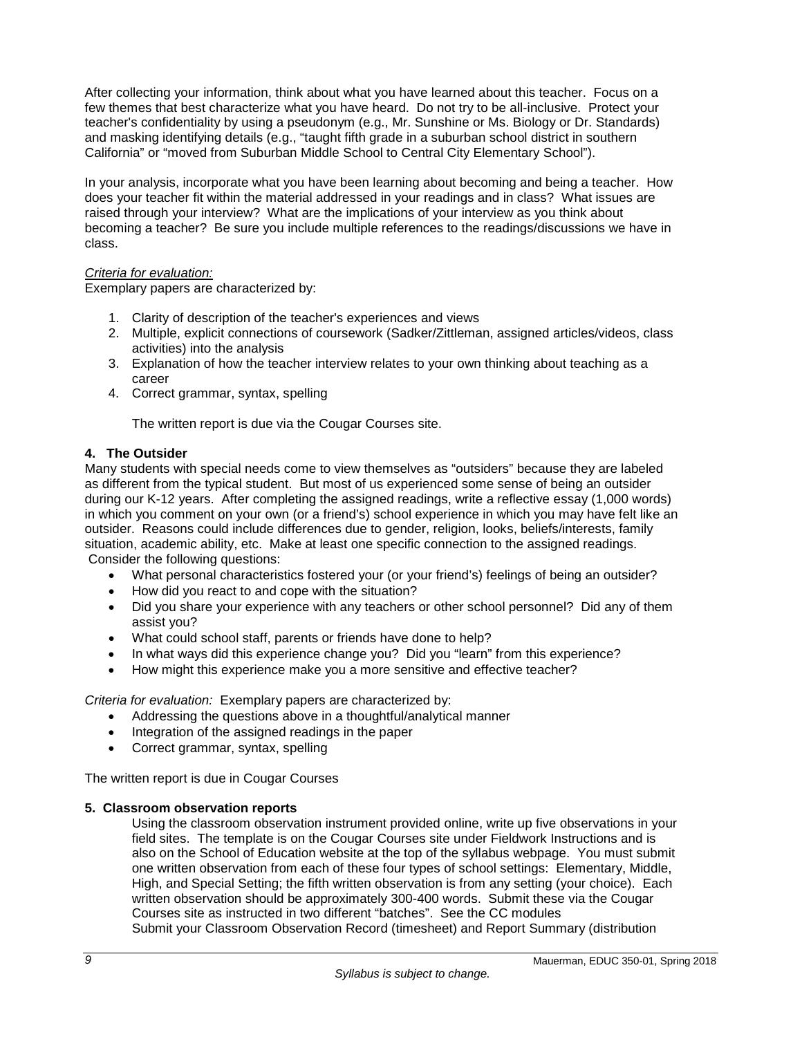After collecting your information, think about what you have learned about this teacher. Focus on a few themes that best characterize what you have heard. Do not try to be all-inclusive. Protect your teacher's confidentiality by using a pseudonym (e.g., Mr. Sunshine or Ms. Biology or Dr. Standards) and masking identifying details (e.g., "taught fifth grade in a suburban school district in southern California" or "moved from Suburban Middle School to Central City Elementary School").

In your analysis, incorporate what you have been learning about becoming and being a teacher. How does your teacher fit within the material addressed in your readings and in class? What issues are raised through your interview? What are the implications of your interview as you think about becoming a teacher? Be sure you include multiple references to the readings/discussions we have in class.

*Criteria for evaluation:*
Exemplary papers are characterized by:

1. Clarity of description of the teacher's experiences and views
2. Multiple, explicit connections of coursework (Sadker/Zittleman, assigned articles/videos, class activities) into the analysis
3. Explanation of how the teacher interview relates to your own thinking about teaching as a career
4. Correct grammar, syntax, spelling

The written report is due via the Cougar Courses site.

**4. The Outsider**

Many students with special needs come to view themselves as "outsiders" because they are labeled as different from the typical student. But most of us experienced some sense of being an outsider during our K-12 years. After completing the assigned readings, write a reflective essay (1,000 words) in which you comment on your own (or a friend's) school experience in which you may have felt like an outsider. Reasons could include differences due to gender, religion, looks, beliefs/interests, family situation, academic ability, etc. Make at least one specific connection to the assigned readings. Consider the following questions:

- What personal characteristics fostered your (or your friend's) feelings of being an outsider?
- How did you react to and cope with the situation?
- Did you share your experience with any teachers or other school personnel? Did any of them assist you?
- What could school staff, parents or friends have done to help?
- In what ways did this experience change you? Did you "learn" from this experience?
- How might this experience make you a more sensitive and effective teacher?

*Criteria for evaluation:* Exemplary papers are characterized by:

- Addressing the questions above in a thoughtful/analytical manner
- Integration of the assigned readings in the paper
- Correct grammar, syntax, spelling

The written report is due in Cougar Courses

**5. Classroom observation reports**

Using the classroom observation instrument provided online, write up five observations in your field sites. The template is on the Cougar Courses site under Fieldwork Instructions and is also on the School of Education website at the top of the syllabus webpage. You must submit one written observation from each of these four types of school settings: Elementary, Middle, High, and Special Setting; the fifth written observation is from any setting (your choice). Each written observation should be approximately 300-400 words. Submit these via the Cougar Courses site as instructed in two different "batches". See the CC modules
Submit your Classroom Observation Record (timesheet) and Report Summary (distribution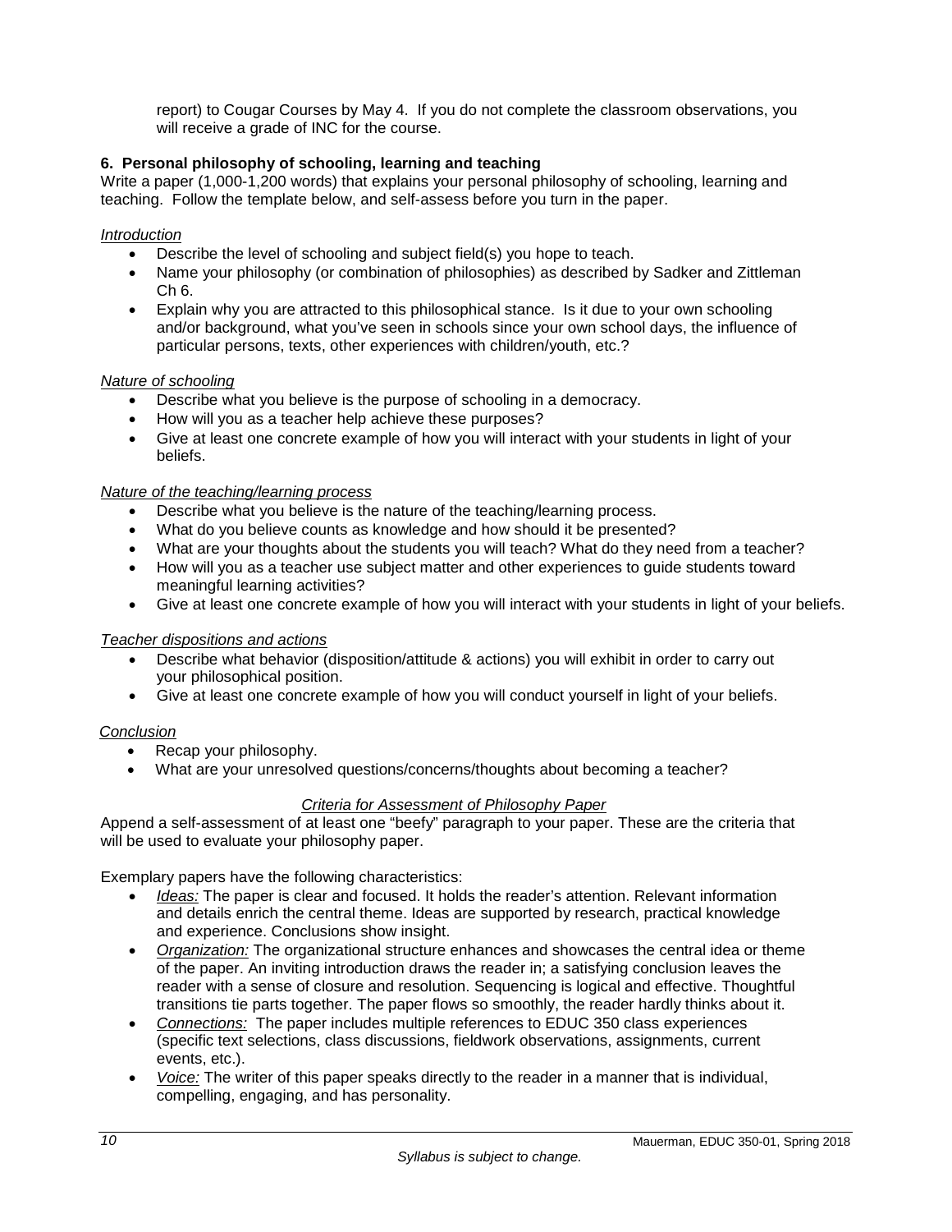report) to Cougar Courses by May 4. If you do not complete the classroom observations, you will receive a grade of INC for the course.

### 6. Personal philosophy of schooling, learning and teaching

Write a paper (1,000-1,200 words) that explains your personal philosophy of schooling, learning and teaching. Follow the template below, and self-assess before you turn in the paper.

*Introduction*

- Describe the level of schooling and subject field(s) you hope to teach.
- Name your philosophy (or combination of philosophies) as described by Sadker and Zittleman Ch 6.
- Explain why you are attracted to this philosophical stance. Is it due to your own schooling and/or background, what you've seen in schools since your own school days, the influence of particular persons, texts, other experiences with children/youth, etc.?

*Nature of schooling*

- Describe what you believe is the purpose of schooling in a democracy.
- How will you as a teacher help achieve these purposes?
- Give at least one concrete example of how you will interact with your students in light of your beliefs.

*Nature of the teaching/learning process*

- Describe what you believe is the nature of the teaching/learning process.
- What do you believe counts as knowledge and how should it be presented?
- What are your thoughts about the students you will teach? What do they need from a teacher?
- How will you as a teacher use subject matter and other experiences to guide students toward meaningful learning activities?
- Give at least one concrete example of how you will interact with your students in light of your beliefs.

*Teacher dispositions and actions*

- Describe what behavior (disposition/attitude & actions) you will exhibit in order to carry out your philosophical position.
- Give at least one concrete example of how you will conduct yourself in light of your beliefs.

*Conclusion*

- Recap your philosophy.
- What are your unresolved questions/concerns/thoughts about becoming a teacher?

*Criteria for Assessment of Philosophy Paper*

Append a self-assessment of at least one "beefy" paragraph to your paper. These are the criteria that will be used to evaluate your philosophy paper.

Exemplary papers have the following characteristics:

- *Ideas:* The paper is clear and focused. It holds the reader's attention. Relevant information and details enrich the central theme. Ideas are supported by research, practical knowledge and experience. Conclusions show insight.
- *Organization:* The organizational structure enhances and showcases the central idea or theme of the paper. An inviting introduction draws the reader in; a satisfying conclusion leaves the reader with a sense of closure and resolution. Sequencing is logical and effective. Thoughtful transitions tie parts together. The paper flows so smoothly, the reader hardly thinks about it.
- *Connections:* The paper includes multiple references to EDUC 350 class experiences (specific text selections, class discussions, fieldwork observations, assignments, current events, etc.).
- *Voice:* The writer of this paper speaks directly to the reader in a manner that is individual, compelling, engaging, and has personality.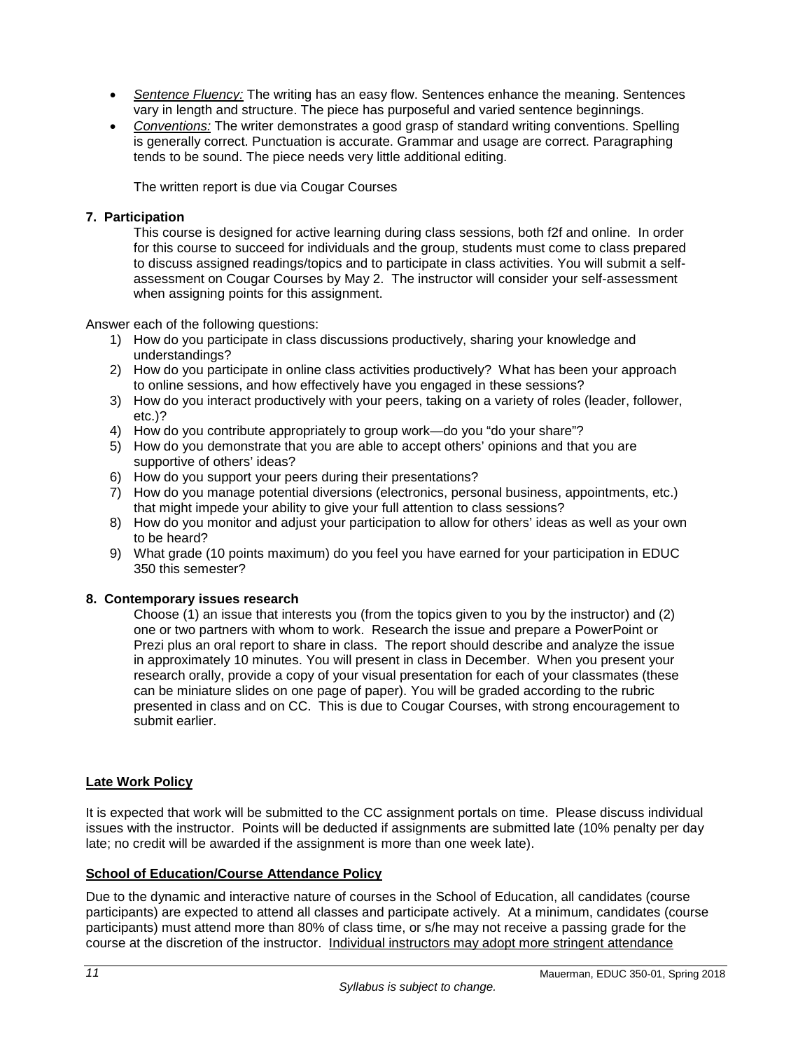- *Sentence Fluency:* The writing has an easy flow. Sentences enhance the meaning. Sentences vary in length and structure. The piece has purposeful and varied sentence beginnings.
- *Conventions:* The writer demonstrates a good grasp of standard writing conventions. Spelling is generally correct. Punctuation is accurate. Grammar and usage are correct. Paragraphing tends to be sound. The piece needs very little additional editing.

The written report is due via Cougar Courses

**7. Participation**

This course is designed for active learning during class sessions, both f2f and online. In order for this course to succeed for individuals and the group, students must come to class prepared to discuss assigned readings/topics and to participate in class activities. You will submit a self-assessment on Cougar Courses by May 2. The instructor will consider your self-assessment when assigning points for this assignment.

Answer each of the following questions:

1) How do you participate in class discussions productively, sharing your knowledge and understandings?
2) How do you participate in online class activities productively? What has been your approach to online sessions, and how effectively have you engaged in these sessions?
3) How do you interact productively with your peers, taking on a variety of roles (leader, follower, etc.)?
4) How do you contribute appropriately to group work—do you "do your share"?
5) How do you demonstrate that you are able to accept others' opinions and that you are supportive of others' ideas?
6) How do you support your peers during their presentations?
7) How do you manage potential diversions (electronics, personal business, appointments, etc.) that might impede your ability to give your full attention to class sessions?
8) How do you monitor and adjust your participation to allow for others' ideas as well as your own to be heard?
9) What grade (10 points maximum) do you feel you have earned for your participation in EDUC 350 this semester?

**8. Contemporary issues research**

Choose (1) an issue that interests you (from the topics given to you by the instructor) and (2) one or two partners with whom to work. Research the issue and prepare a PowerPoint or Prezi plus an oral report to share in class. The report should describe and analyze the issue in approximately 10 minutes. You will present in class in December. When you present your research orally, provide a copy of your visual presentation for each of your classmates (these can be miniature slides on one page of paper). You will be graded according to the rubric presented in class and on CC. This is due to Cougar Courses, with strong encouragement to submit earlier.

## Late Work Policy

It is expected that work will be submitted to the CC assignment portals on time. Please discuss individual issues with the instructor. Points will be deducted if assignments are submitted late (10% penalty per day late; no credit will be awarded if the assignment is more than one week late).

## School of Education/Course Attendance Policy

Due to the dynamic and interactive nature of courses in the School of Education, all candidates (course participants) are expected to attend all classes and participate actively. At a minimum, candidates (course participants) must attend more than 80% of class time, or s/he may not receive a passing grade for the course at the discretion of the instructor. Individual instructors may adopt more stringent attendance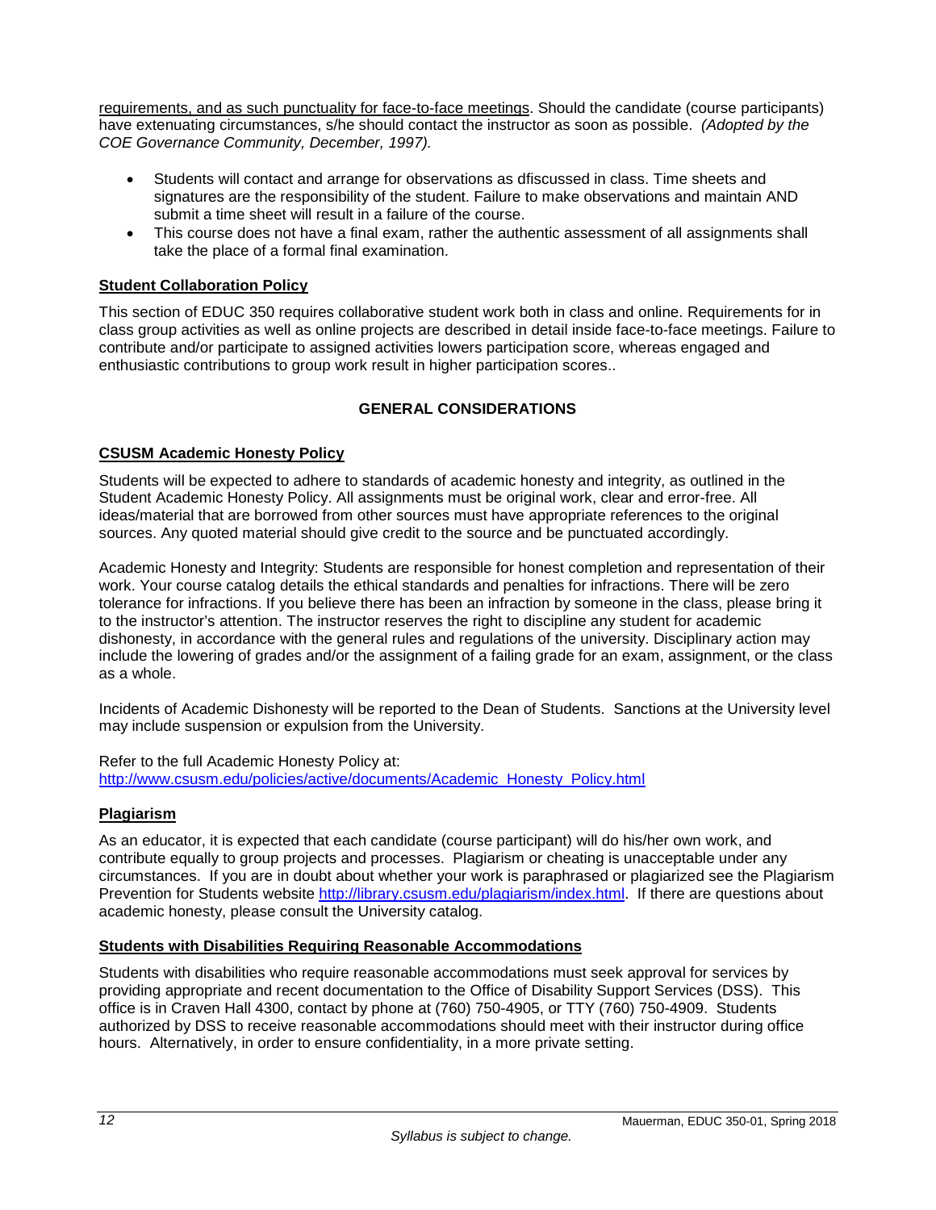requirements, and as such punctuality for face-to-face meetings. Should the candidate (course participants) have extenuating circumstances, s/he should contact the instructor as soon as possible. *(Adopted by the COE Governance Community, December, 1997).*

- Students will contact and arrange for observations as dfiscussed in class. Time sheets and signatures are the responsibility of the student. Failure to make observations and maintain AND submit a time sheet will result in a failure of the course.
- This course does not have a final exam, rather the authentic assessment of all assignments shall take the place of a formal final examination.

**Student Collaboration Policy**

This section of EDUC 350 requires collaborative student work both in class and online. Requirements for in class group activities as well as online projects are described in detail inside face-to-face meetings. Failure to contribute and/or participate to assigned activities lowers participation score, whereas engaged and enthusiastic contributions to group work result in higher participation scores..

## GENERAL CONSIDERATIONS

**CSUSM Academic Honesty Policy**

Students will be expected to adhere to standards of academic honesty and integrity, as outlined in the Student Academic Honesty Policy. All assignments must be original work, clear and error-free. All ideas/material that are borrowed from other sources must have appropriate references to the original sources. Any quoted material should give credit to the source and be punctuated accordingly.

Academic Honesty and Integrity: Students are responsible for honest completion and representation of their work. Your course catalog details the ethical standards and penalties for infractions. There will be zero tolerance for infractions. If you believe there has been an infraction by someone in the class, please bring it to the instructor's attention. The instructor reserves the right to discipline any student for academic dishonesty, in accordance with the general rules and regulations of the university. Disciplinary action may include the lowering of grades and/or the assignment of a failing grade for an exam, assignment, or the class as a whole.

Incidents of Academic Dishonesty will be reported to the Dean of Students. Sanctions at the University level may include suspension or expulsion from the University.

Refer to the full Academic Honesty Policy at:
http://www.csusm.edu/policies/active/documents/Academic_Honesty_Policy.html

**Plagiarism**

As an educator, it is expected that each candidate (course participant) will do his/her own work, and contribute equally to group projects and processes. Plagiarism or cheating is unacceptable under any circumstances. If you are in doubt about whether your work is paraphrased or plagiarized see the Plagiarism Prevention for Students website http://library.csusm.edu/plagiarism/index.html. If there are questions about academic honesty, please consult the University catalog.

**Students with Disabilities Requiring Reasonable Accommodations**

Students with disabilities who require reasonable accommodations must seek approval for services by providing appropriate and recent documentation to the Office of Disability Support Services (DSS). This office is in Craven Hall 4300, contact by phone at (760) 750-4905, or TTY (760) 750-4909. Students authorized by DSS to receive reasonable accommodations should meet with their instructor during office hours. Alternatively, in order to ensure confidentiality, in a more private setting.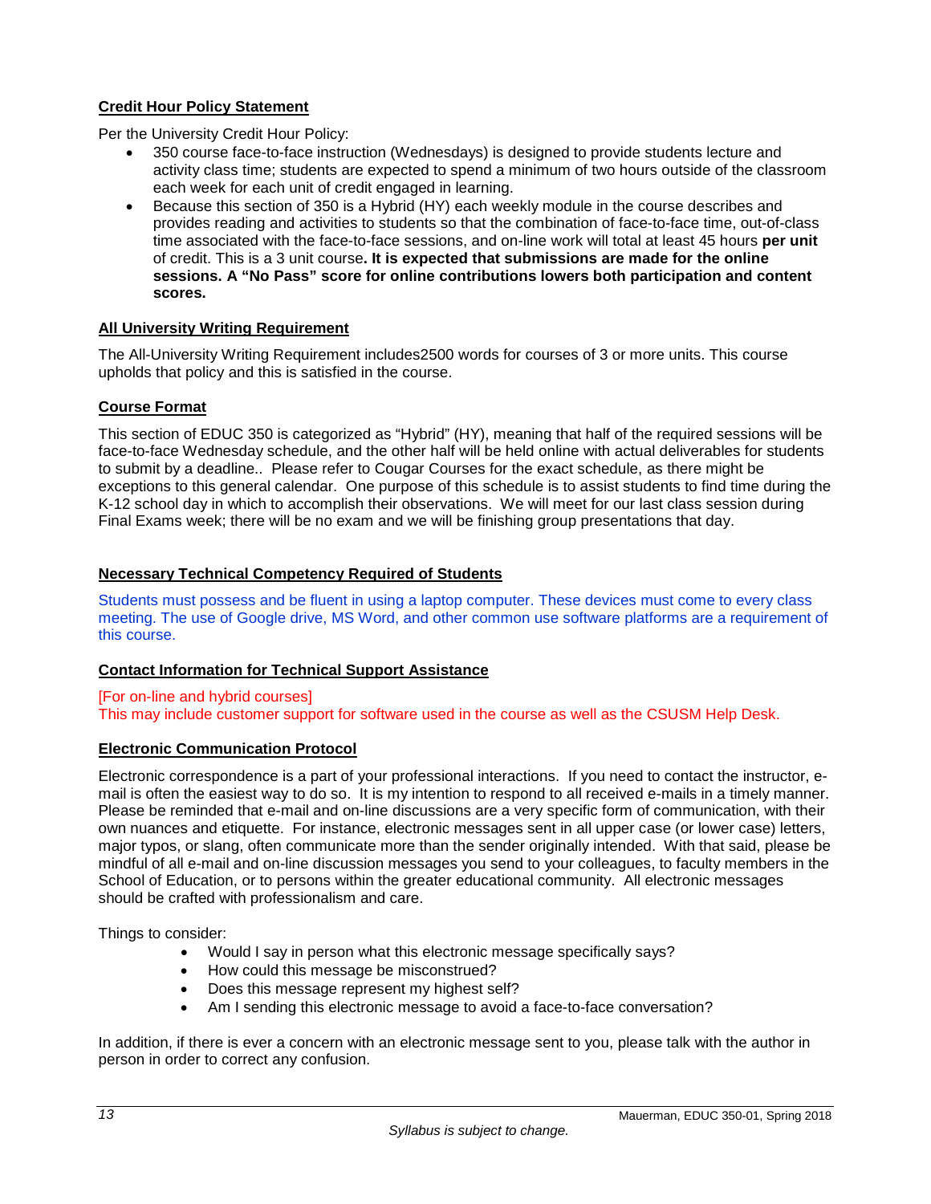**Credit Hour Policy Statement**

Per the University Credit Hour Policy:

- 350 course face-to-face instruction (Wednesdays) is designed to provide students lecture and activity class time; students are expected to spend a minimum of two hours outside of the classroom each week for each unit of credit engaged in learning.
- Because this section of 350 is a Hybrid (HY) each weekly module in the course describes and provides reading and activities to students so that the combination of face-to-face time, out-of-class time associated with the face-to-face sessions, and on-line work will total at least 45 hours **per unit** of credit. This is a 3 unit course**. It is expected that submissions are made for the online sessions. A "No Pass" score for online contributions lowers both participation and content scores.**

**All University Writing Requirement**

The All-University Writing Requirement includes2500 words for courses of 3 or more units. This course upholds that policy and this is satisfied in the course.

**Course Format**

This section of EDUC 350 is categorized as "Hybrid" (HY), meaning that half of the required sessions will be face-to-face Wednesday schedule, and the other half will be held online with actual deliverables for students to submit by a deadline.. Please refer to Cougar Courses for the exact schedule, as there might be exceptions to this general calendar. One purpose of this schedule is to assist students to find time during the K-12 school day in which to accomplish their observations. We will meet for our last class session during Final Exams week; there will be no exam and we will be finishing group presentations that day.

**Necessary Technical Competency Required of Students**

Students must possess and be fluent in using a laptop computer. These devices must come to every class meeting. The use of Google drive, MS Word, and other common use software platforms are a requirement of this course.

**Contact Information for Technical Support Assistance**

[For on-line and hybrid courses]
This may include customer support for software used in the course as well as the CSUSM Help Desk.

**Electronic Communication Protocol**

Electronic correspondence is a part of your professional interactions. If you need to contact the instructor, e-mail is often the easiest way to do so. It is my intention to respond to all received e-mails in a timely manner. Please be reminded that e-mail and on-line discussions are a very specific form of communication, with their own nuances and etiquette. For instance, electronic messages sent in all upper case (or lower case) letters, major typos, or slang, often communicate more than the sender originally intended. With that said, please be mindful of all e-mail and on-line discussion messages you send to your colleagues, to faculty members in the School of Education, or to persons within the greater educational community. All electronic messages should be crafted with professionalism and care.

Things to consider:

- Would I say in person what this electronic message specifically says?
- How could this message be misconstrued?
- Does this message represent my highest self?
- Am I sending this electronic message to avoid a face-to-face conversation?

In addition, if there is ever a concern with an electronic message sent to you, please talk with the author in person in order to correct any confusion.